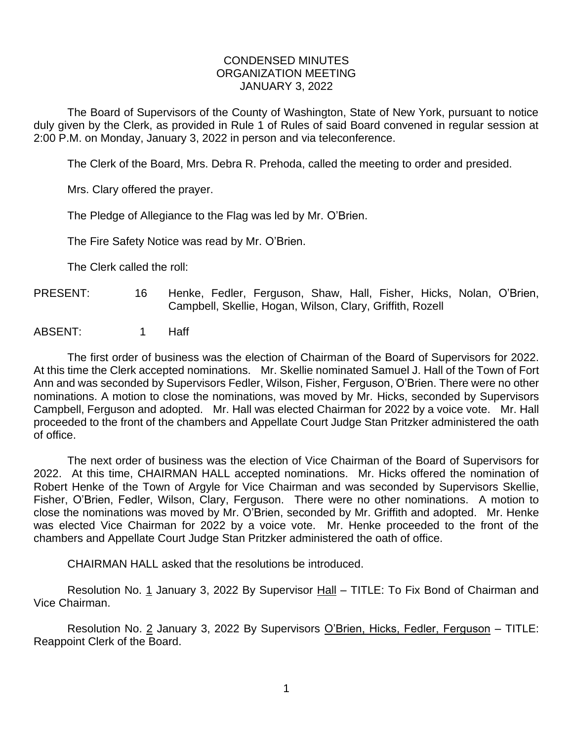# CONDENSED MINUTES
# ORGANIZATION MEETING
# JANUARY 3, 2022

The Board of Supervisors of the County of Washington, State of New York, pursuant to notice duly given by the Clerk, as provided in Rule 1 of Rules of said Board convened in regular session at 2:00 P.M. on Monday, January 3, 2022 in person and via teleconference.

The Clerk of the Board, Mrs. Debra R. Prehoda, called the meeting to order and presided.

Mrs. Clary offered the prayer.

The Pledge of Allegiance to the Flag was led by Mr. O'Brien.

The Fire Safety Notice was read by Mr. O'Brien.

The Clerk called the roll:

PRESENT: 16 Henke, Fedler, Ferguson, Shaw, Hall, Fisher, Hicks, Nolan, O'Brien, Campbell, Skellie, Hogan, Wilson, Clary, Griffith, Rozell

ABSENT: 1 Haff

The first order of business was the election of Chairman of the Board of Supervisors for 2022. At this time the Clerk accepted nominations. Mr. Skellie nominated Samuel J. Hall of the Town of Fort Ann and was seconded by Supervisors Fedler, Wilson, Fisher, Ferguson, O'Brien. There were no other nominations. A motion to close the nominations, was moved by Mr. Hicks, seconded by Supervisors Campbell, Ferguson and adopted. Mr. Hall was elected Chairman for 2022 by a voice vote. Mr. Hall proceeded to the front of the chambers and Appellate Court Judge Stan Pritzker administered the oath of office.

The next order of business was the election of Vice Chairman of the Board of Supervisors for 2022. At this time, CHAIRMAN HALL accepted nominations. Mr. Hicks offered the nomination of Robert Henke of the Town of Argyle for Vice Chairman and was seconded by Supervisors Skellie, Fisher, O'Brien, Fedler, Wilson, Clary, Ferguson. There were no other nominations. A motion to close the nominations was moved by Mr. O'Brien, seconded by Mr. Griffith and adopted. Mr. Henke was elected Vice Chairman for 2022 by a voice vote. Mr. Henke proceeded to the front of the chambers and Appellate Court Judge Stan Pritzker administered the oath of office.

CHAIRMAN HALL asked that the resolutions be introduced.

Resolution No. 1 January 3, 2022 By Supervisor Hall – TITLE: To Fix Bond of Chairman and Vice Chairman.

Resolution No. 2 January 3, 2022 By Supervisors O'Brien, Hicks, Fedler, Ferguson – TITLE: Reappoint Clerk of the Board.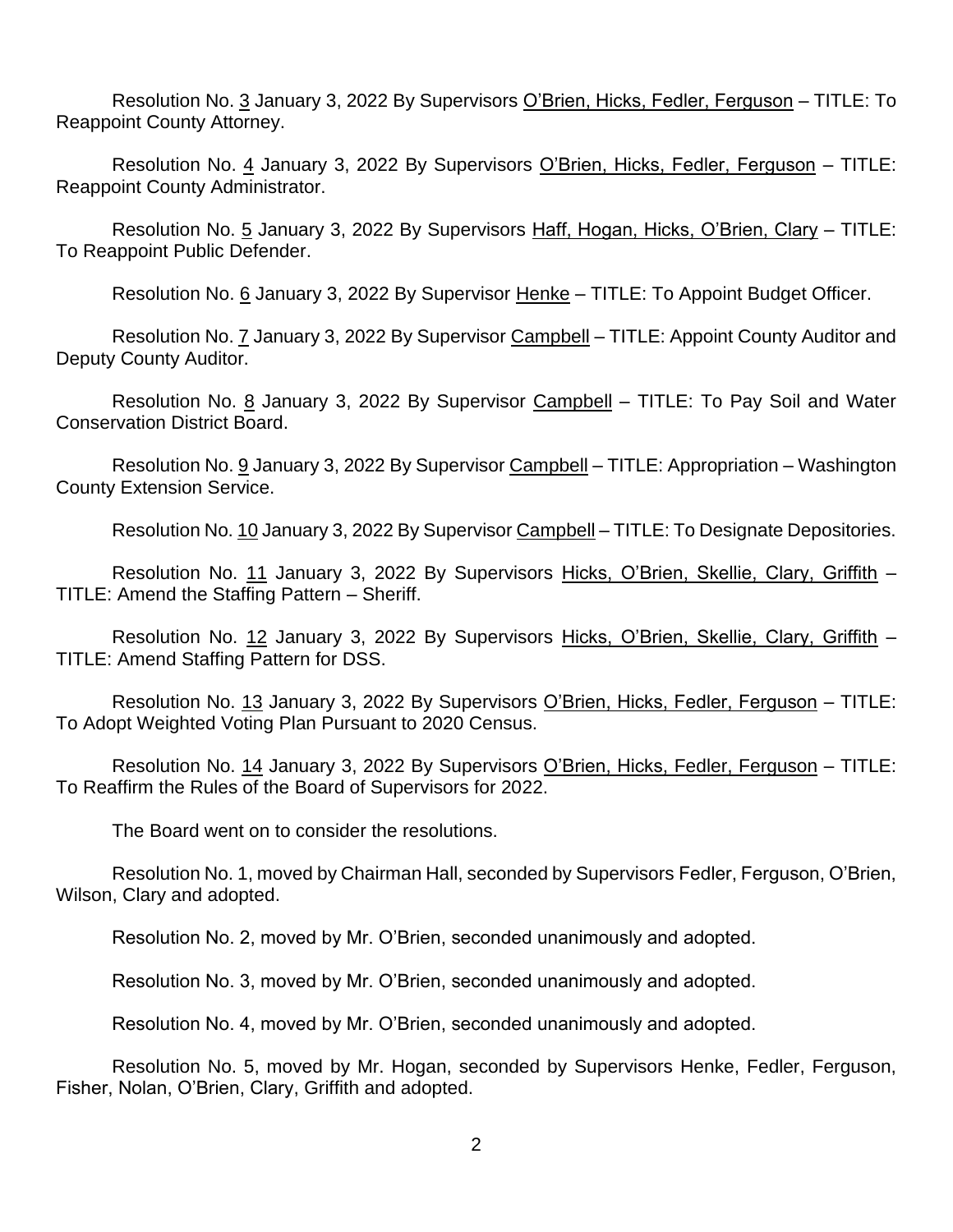Resolution No. 3 January 3, 2022 By Supervisors O'Brien, Hicks, Fedler, Ferguson – TITLE: To Reappoint County Attorney.

Resolution No. 4 January 3, 2022 By Supervisors O'Brien, Hicks, Fedler, Ferguson – TITLE: Reappoint County Administrator.

Resolution No. 5 January 3, 2022 By Supervisors Haff, Hogan, Hicks, O'Brien, Clary – TITLE: To Reappoint Public Defender.

Resolution No. 6 January 3, 2022 By Supervisor Henke – TITLE: To Appoint Budget Officer.

Resolution No. 7 January 3, 2022 By Supervisor Campbell – TITLE: Appoint County Auditor and Deputy County Auditor.

Resolution No. 8 January 3, 2022 By Supervisor Campbell – TITLE: To Pay Soil and Water Conservation District Board.

Resolution No. 9 January 3, 2022 By Supervisor Campbell – TITLE: Appropriation – Washington County Extension Service.

Resolution No. 10 January 3, 2022 By Supervisor Campbell – TITLE: To Designate Depositories.

Resolution No. 11 January 3, 2022 By Supervisors Hicks, O'Brien, Skellie, Clary, Griffith – TITLE: Amend the Staffing Pattern – Sheriff.

Resolution No. 12 January 3, 2022 By Supervisors Hicks, O'Brien, Skellie, Clary, Griffith – TITLE: Amend Staffing Pattern for DSS.

Resolution No. 13 January 3, 2022 By Supervisors O'Brien, Hicks, Fedler, Ferguson – TITLE: To Adopt Weighted Voting Plan Pursuant to 2020 Census.

Resolution No. 14 January 3, 2022 By Supervisors O'Brien, Hicks, Fedler, Ferguson – TITLE: To Reaffirm the Rules of the Board of Supervisors for 2022.

The Board went on to consider the resolutions.

Resolution No. 1, moved by Chairman Hall, seconded by Supervisors Fedler, Ferguson, O'Brien, Wilson, Clary and adopted.

Resolution No. 2, moved by Mr. O'Brien, seconded unanimously and adopted.

Resolution No. 3, moved by Mr. O'Brien, seconded unanimously and adopted.

Resolution No. 4, moved by Mr. O'Brien, seconded unanimously and adopted.

Resolution No. 5, moved by Mr. Hogan, seconded by Supervisors Henke, Fedler, Ferguson, Fisher, Nolan, O'Brien, Clary, Griffith and adopted.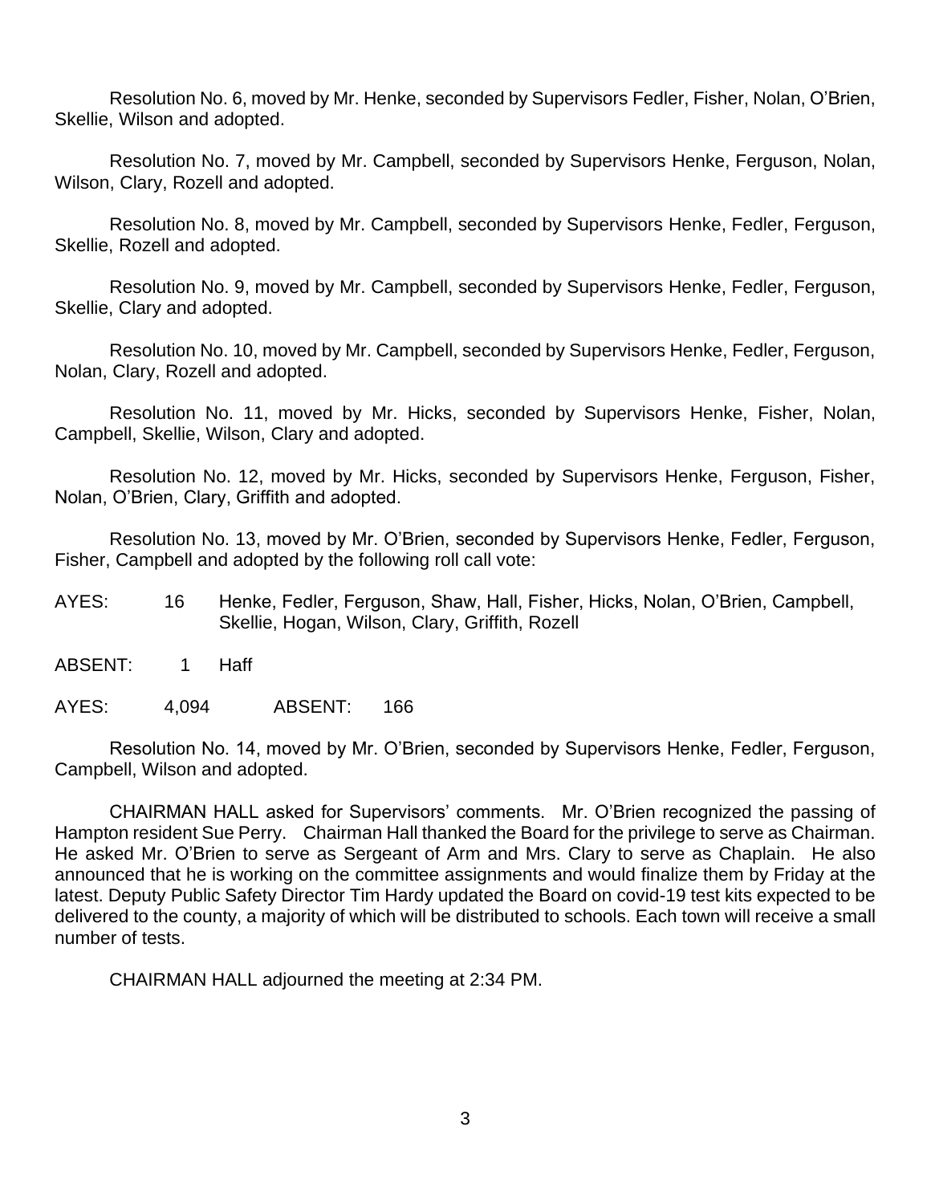Resolution No. 6, moved by Mr. Henke, seconded by Supervisors Fedler, Fisher, Nolan, O'Brien, Skellie, Wilson and adopted.

Resolution No. 7, moved by Mr. Campbell, seconded by Supervisors Henke, Ferguson, Nolan, Wilson, Clary, Rozell and adopted.

Resolution No. 8, moved by Mr. Campbell, seconded by Supervisors Henke, Fedler, Ferguson, Skellie, Rozell and adopted.

Resolution No. 9, moved by Mr. Campbell, seconded by Supervisors Henke, Fedler, Ferguson, Skellie, Clary and adopted.

Resolution No. 10, moved by Mr. Campbell, seconded by Supervisors Henke, Fedler, Ferguson, Nolan, Clary, Rozell and adopted.

Resolution No. 11, moved by Mr. Hicks, seconded by Supervisors Henke, Fisher, Nolan, Campbell, Skellie, Wilson, Clary and adopted.

Resolution No. 12, moved by Mr. Hicks, seconded by Supervisors Henke, Ferguson, Fisher, Nolan, O'Brien, Clary, Griffith and adopted.

Resolution No. 13, moved by Mr. O'Brien, seconded by Supervisors Henke, Fedler, Ferguson, Fisher, Campbell and adopted by the following roll call vote:

AYES: 16 Henke, Fedler, Ferguson, Shaw, Hall, Fisher, Hicks, Nolan, O'Brien, Campbell, Skellie, Hogan, Wilson, Clary, Griffith, Rozell

ABSENT: 1 Haff

AYES: 4,094 ABSENT: 166

Resolution No. 14, moved by Mr. O'Brien, seconded by Supervisors Henke, Fedler, Ferguson, Campbell, Wilson and adopted.

CHAIRMAN HALL asked for Supervisors' comments. Mr. O'Brien recognized the passing of Hampton resident Sue Perry. Chairman Hall thanked the Board for the privilege to serve as Chairman. He asked Mr. O'Brien to serve as Sergeant of Arm and Mrs. Clary to serve as Chaplain. He also announced that he is working on the committee assignments and would finalize them by Friday at the latest. Deputy Public Safety Director Tim Hardy updated the Board on covid-19 test kits expected to be delivered to the county, a majority of which will be distributed to schools. Each town will receive a small number of tests.

CHAIRMAN HALL adjourned the meeting at 2:34 PM.